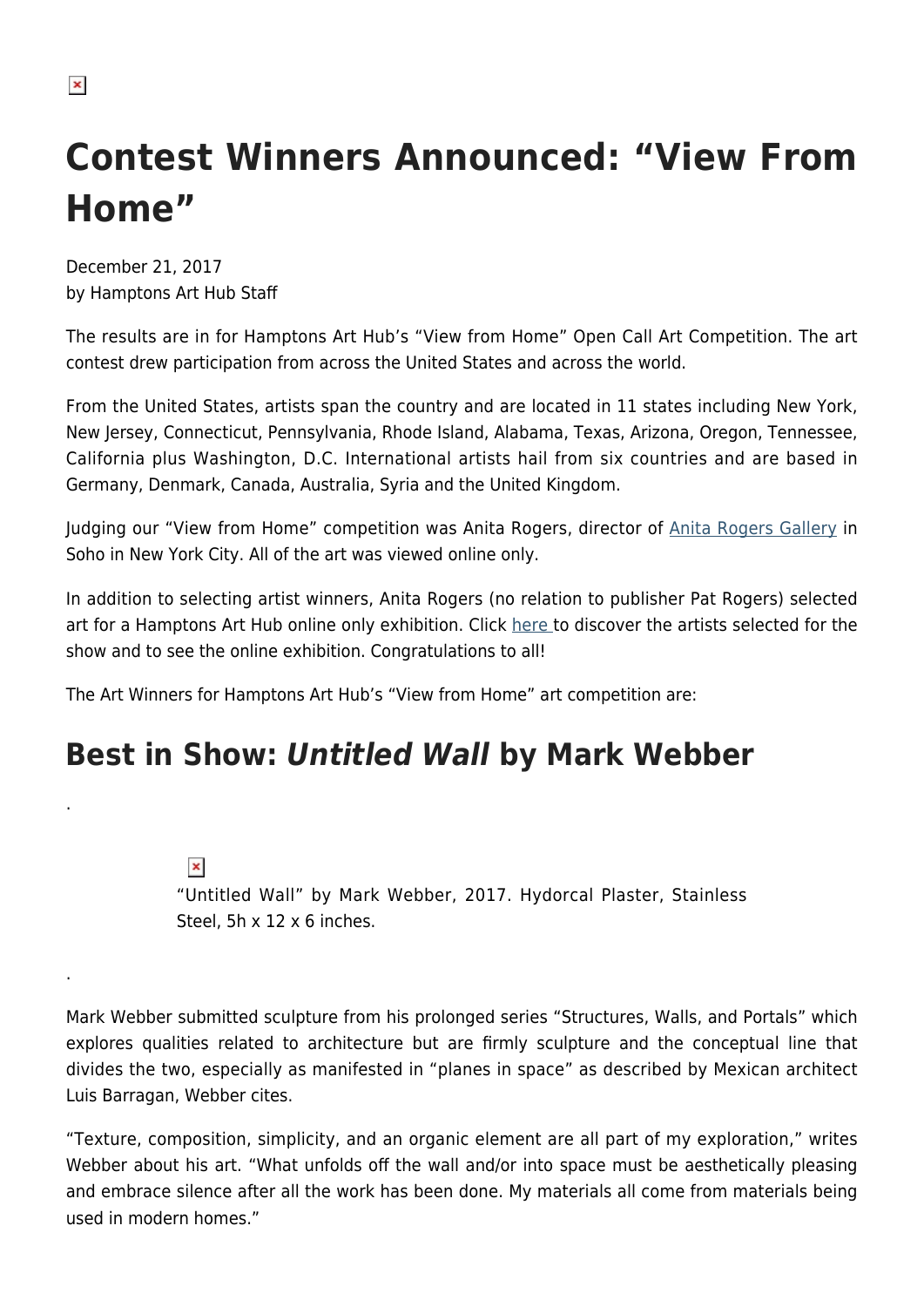# Contest Winners Announced: "View From Home"

December 21, 2017
by Hamptons Art Hub Staff

The results are in for Hamptons Art Hub's "View from Home" Open Call Art Competition. The art contest drew participation from across the United States and across the world.

From the United States, artists span the country and are located in 11 states including New York, New Jersey, Connecticut, Pennsylvania, Rhode Island, Alabama, Texas, Arizona, Oregon, Tennessee, California plus Washington, D.C. International artists hail from six countries and are based in Germany, Denmark, Canada, Australia, Syria and the United Kingdom.

Judging our "View from Home" competition was Anita Rogers, director of Anita Rogers Gallery in Soho in New York City. All of the art was viewed online only.

In addition to selecting artist winners, Anita Rogers (no relation to publisher Pat Rogers) selected art for a Hamptons Art Hub online only exhibition. Click here to discover the artists selected for the show and to see the online exhibition. Congratulations to all!

The Art Winners for Hamptons Art Hub's "View from Home" art competition are:

## Best in Show: *Untitled Wall* by Mark Webber

.

"Untitled Wall" by Mark Webber, 2017. Hydorcal Plaster, Stainless Steel, 5h x 12 x 6 inches.

.

Mark Webber submitted sculpture from his prolonged series "Structures, Walls, and Portals" which explores qualities related to architecture but are firmly sculpture and the conceptual line that divides the two, especially as manifested in "planes in space" as described by Mexican architect Luis Barragan, Webber cites.

"Texture, composition, simplicity, and an organic element are all part of my exploration," writes Webber about his art. "What unfolds off the wall and/or into space must be aesthetically pleasing and embrace silence after all the work has been done. My materials all come from materials being used in modern homes."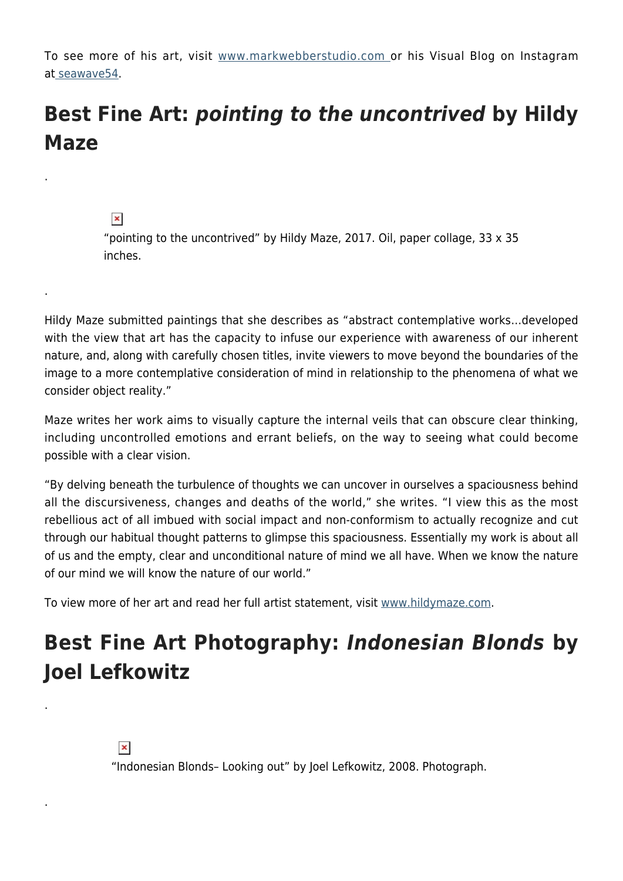To see more of his art, visit [www.markwebberstudio.com](http://www.markwebberstudio.com) or his Visual Blog on Instagram at [seawave54](#).

## Best Fine Art: *pointing to the uncontrived* by Hildy Maze

.

"pointing to the uncontrived" by Hildy Maze, 2017. Oil, paper collage, 33 x 35 inches.

.

Hildy Maze submitted paintings that she describes as "abstract contemplative works…developed with the view that art has the capacity to infuse our experience with awareness of our inherent nature, and, along with carefully chosen titles, invite viewers to move beyond the boundaries of the image to a more contemplative consideration of mind in relationship to the phenomena of what we consider object reality."

Maze writes her work aims to visually capture the internal veils that can obscure clear thinking, including uncontrolled emotions and errant beliefs, on the way to seeing what could become possible with a clear vision.

"By delving beneath the turbulence of thoughts we can uncover in ourselves a spaciousness behind all the discursiveness, changes and deaths of the world," she writes. "I view this as the most rebellious act of all imbued with social impact and non-conformism to actually recognize and cut through our habitual thought patterns to glimpse this spaciousness. Essentially my work is about all of us and the empty, clear and unconditional nature of mind we all have. When we know the nature of our mind we will know the nature of our world."

To view more of her art and read her full artist statement, visit [www.hildymaze.com](http://www.hildymaze.com).

## Best Fine Art Photography: *Indonesian Blonds* by Joel Lefkowitz

.

"Indonesian Blonds– Looking out" by Joel Lefkowitz, 2008. Photograph.

.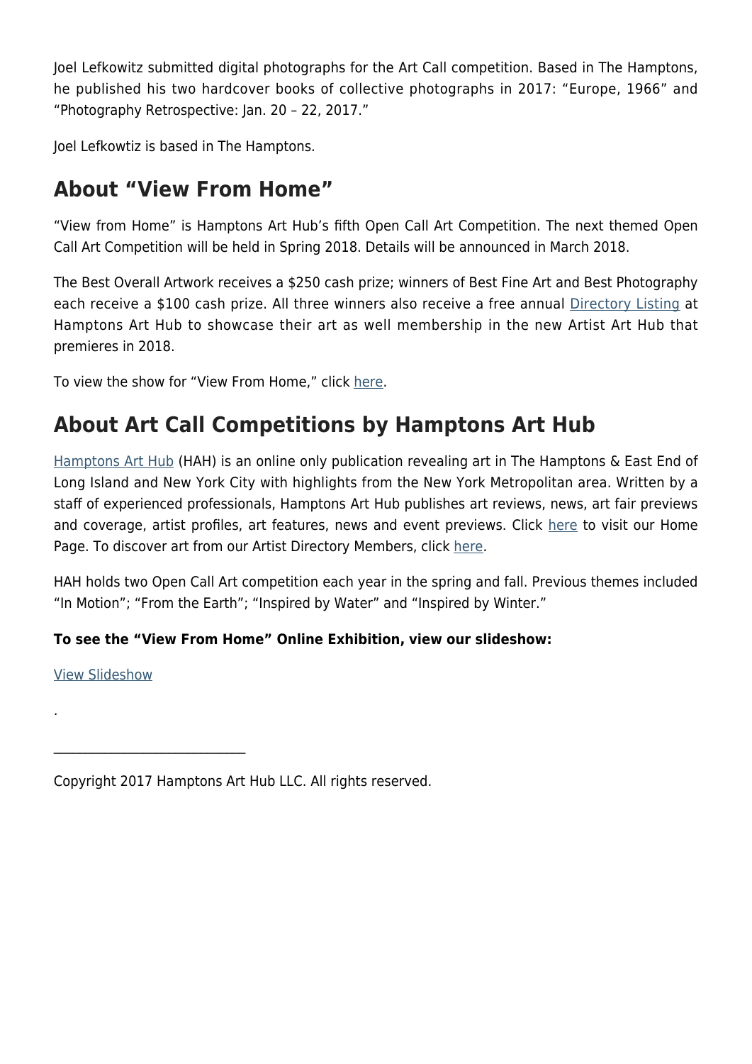Joel Lefkowitz submitted digital photographs for the Art Call competition. Based in The Hamptons, he published his two hardcover books of collective photographs in 2017: "Europe, 1966" and "Photography Retrospective: Jan. 20 – 22, 2017."

Joel Lefkowtiz is based in The Hamptons.

## About "View From Home"

"View from Home" is Hamptons Art Hub's fifth Open Call Art Competition. The next themed Open Call Art Competition will be held in Spring 2018. Details will be announced in March 2018.

The Best Overall Artwork receives a $250 cash prize; winners of Best Fine Art and Best Photography each receive a $100 cash prize. All three winners also receive a free annual Directory Listing at Hamptons Art Hub to showcase their art as well membership in the new Artist Art Hub that premieres in 2018.

To view the show for "View From Home," click here.

## About Art Call Competitions by Hamptons Art Hub

Hamptons Art Hub (HAH) is an online only publication revealing art in The Hamptons & East End of Long Island and New York City with highlights from the New York Metropolitan area. Written by a staff of experienced professionals, Hamptons Art Hub publishes art reviews, news, art fair previews and coverage, artist profiles, art features, news and event previews. Click here to visit our Home Page. To discover art from our Artist Directory Members, click here.

HAH holds two Open Call Art competition each year in the spring and fall. Previous themes included "In Motion"; "From the Earth"; "Inspired by Water" and "Inspired by Winter."

**To see the "View From Home" Online Exhibition, view our slideshow:**

View Slideshow

.

---

Copyright 2017 Hamptons Art Hub LLC. All rights reserved.